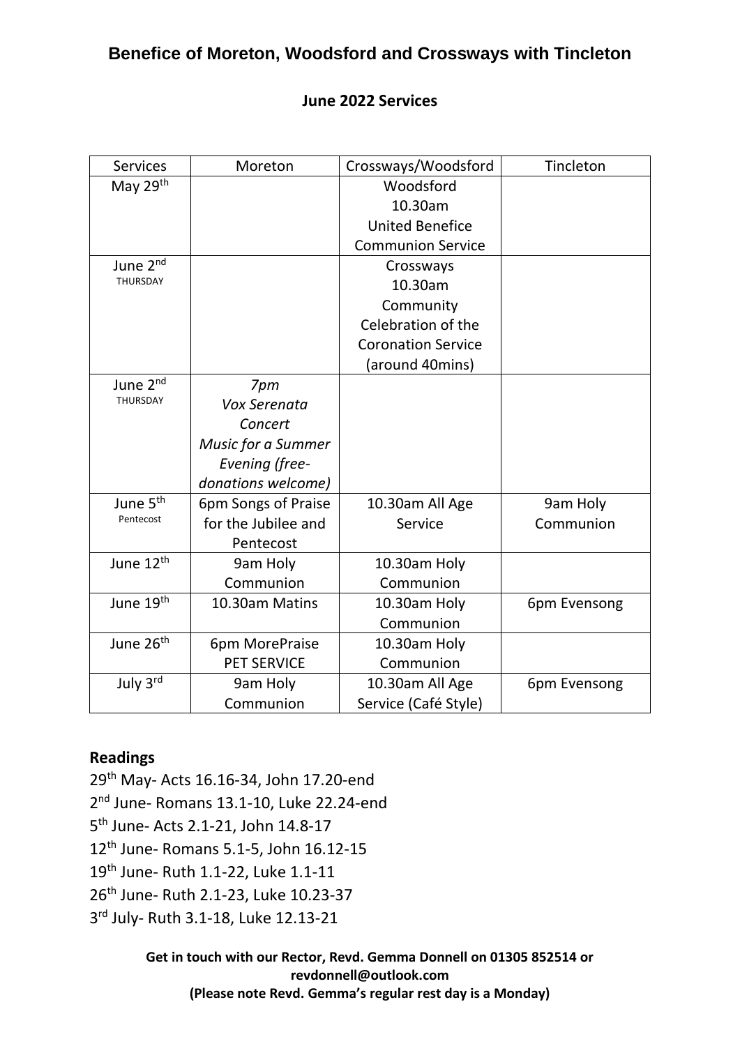# Benefice of Moreton, Woodsford and Crossways with Tincleton

## June 2022 Services

| Services | Moreton | Crossways/Woodsford | Tincleton |
|---|---|---|---|
| May 29th | | Woodsford 10.30am United Benefice Communion Service | |
| June 2nd THURSDAY | | Crossways 10.30am Community Celebration of the Coronation Service (around 40mins) | |
| June 2nd THURSDAY | *7pm Vox Serenata Concert Music for a Summer Evening (free-donations welcome)* | | |
| June 5th Pentecost | 6pm Songs of Praise for the Jubilee and Pentecost | 10.30am All Age Service | 9am Holy Communion |
| June 12th | 9am Holy Communion | 10.30am Holy Communion | |
| June 19th | 10.30am Matins | 10.30am Holy Communion | 6pm Evensong |
| June 26th | 6pm MorePraise PET SERVICE | 10.30am Holy Communion | |
| July 3rd | 9am Holy Communion | 10.30am All Age Service (Café Style) | 6pm Evensong |

**Readings**

29th May- Acts 16.16-34, John 17.20-end
2nd June- Romans 13.1-10, Luke 22.24-end
5th June- Acts 2.1-21, John 14.8-17
12th June- Romans 5.1-5, John 16.12-15
19th June- Ruth 1.1-22, Luke 1.1-11
26th June- Ruth 2.1-23, Luke 10.23-37
3rd July- Ruth 3.1-18, Luke 12.13-21

**Get in touch with our Rector, Revd. Gemma Donnell on 01305 852514 or revdonnell@outlook.com**
**(Please note Revd. Gemma's regular rest day is a Monday)**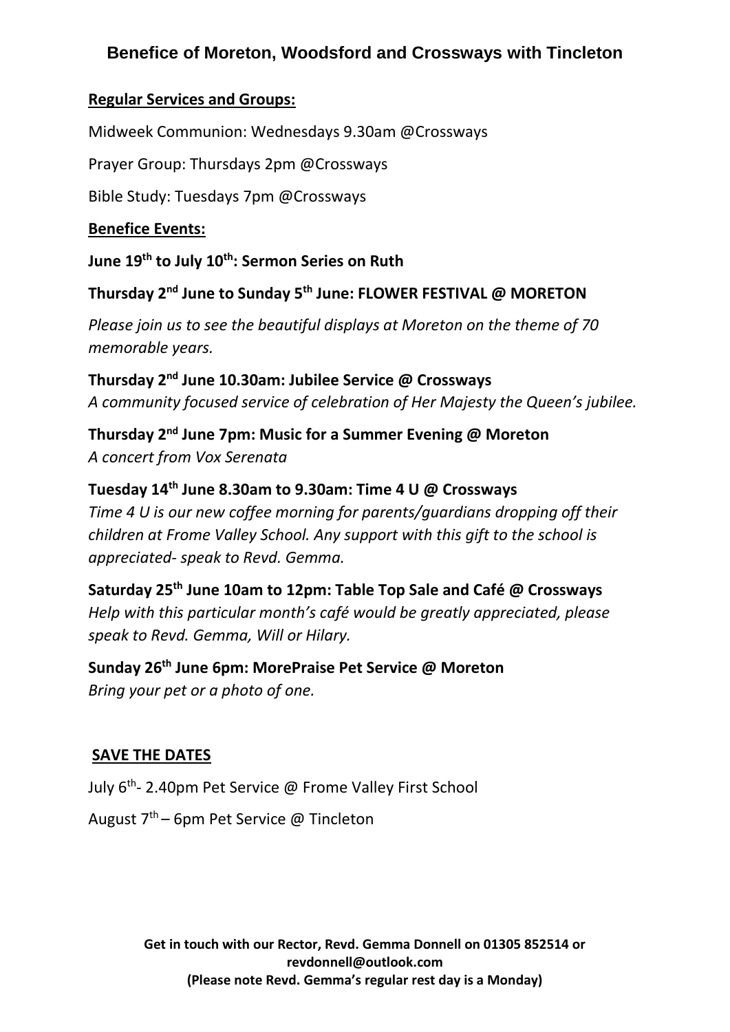# Benefice of Moreton, Woodsford and Crossways with Tincleton

**Regular Services and Groups:**

Midweek Communion: Wednesdays 9.30am @Crossways

Prayer Group: Thursdays 2pm @Crossways

Bible Study: Tuesdays 7pm @Crossways

**Benefice Events:**

**June 19th to July 10th: Sermon Series on Ruth**

**Thursday 2nd June to Sunday 5th June: FLOWER FESTIVAL @ MORETON**

*Please join us to see the beautiful displays at Moreton on the theme of 70 memorable years.*

**Thursday 2nd June 10.30am: Jubilee Service @ Crossways**
*A community focused service of celebration of Her Majesty the Queen's jubilee.*

**Thursday 2nd June 7pm: Music for a Summer Evening @ Moreton**
*A concert from Vox Serenata*

**Tuesday 14th June 8.30am to 9.30am: Time 4 U @ Crossways**
*Time 4 U is our new coffee morning for parents/guardians dropping off their children at Frome Valley School. Any support with this gift to the school is appreciated- speak to Revd. Gemma.*

**Saturday 25th June 10am to 12pm: Table Top Sale and Café @ Crossways**
*Help with this particular month's café would be greatly appreciated, please speak to Revd. Gemma, Will or Hilary.*

**Sunday 26th June 6pm: MorePraise Pet Service @ Moreton**
*Bring your pet or a photo of one.*

**SAVE THE DATES**

July 6th- 2.40pm Pet Service @ Frome Valley First School

August 7th – 6pm Pet Service @ Tincleton

**Get in touch with our Rector, Revd. Gemma Donnell on 01305 852514 or revdonnell@outlook.com**
**(Please note Revd. Gemma's regular rest day is a Monday)**